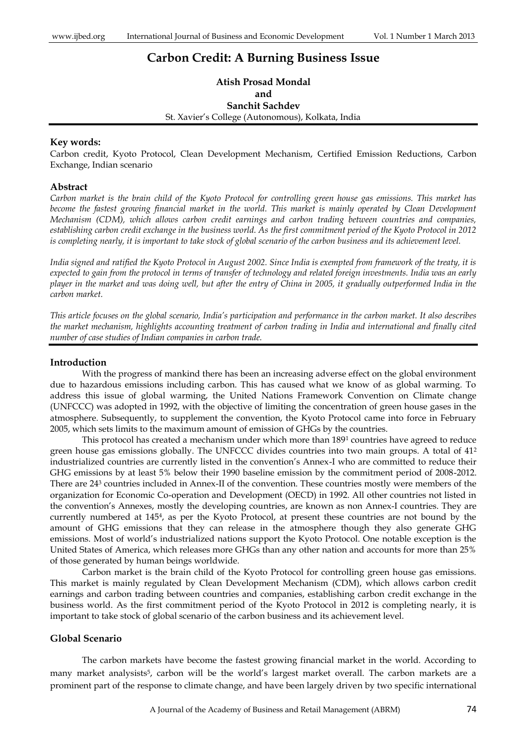# Carbon Credit: A Burning Business Issue

**Atish Prosad Mondal**
**and**
**Sanchit Sachdev**
St. Xavier's College (Autonomous), Kolkata, India

### Key words:

Carbon credit, Kyoto Protocol, Clean Development Mechanism, Certified Emission Reductions, Carbon Exchange, Indian scenario

### Abstract

*Carbon market is the brain child of the Kyoto Protocol for controlling green house gas emissions. This market has become the fastest growing financial market in the world. This market is mainly operated by Clean Development Mechanism (CDM), which allows carbon credit earnings and carbon trading between countries and companies, establishing carbon credit exchange in the business world. As the first commitment period of the Kyoto Protocol in 2012 is completing nearly, it is important to take stock of global scenario of the carbon business and its achievement level.*

*India signed and ratified the Kyoto Protocol in August 2002. Since India is exempted from framework of the treaty, it is expected to gain from the protocol in terms of transfer of technology and related foreign investments. India was an early player in the market and was doing well, but after the entry of China in 2005, it gradually outperformed India in the carbon market.*

*This article focuses on the global scenario, India's participation and performance in the carbon market. It also describes the market mechanism, highlights accounting treatment of carbon trading in India and international and finally cited number of case studies of Indian companies in carbon trade.*

### Introduction

With the progress of mankind there has been an increasing adverse effect on the global environment due to hazardous emissions including carbon. This has caused what we know of as global warming. To address this issue of global warming, the United Nations Framework Convention on Climate change (UNFCCC) was adopted in 1992, with the objective of limiting the concentration of green house gases in the atmosphere. Subsequently, to supplement the convention, the Kyoto Protocol came into force in February 2005, which sets limits to the maximum amount of emission of GHGs by the countries.

This protocol has created a mechanism under which more than 189[1] countries have agreed to reduce green house gas emissions globally. The UNFCCC divides countries into two main groups. A total of 41[2] industrialized countries are currently listed in the convention's Annex-I who are committed to reduce their GHG emissions by at least 5% below their 1990 baseline emission by the commitment period of 2008-2012. There are 24[3] countries included in Annex-II of the convention. These countries mostly were members of the organization for Economic Co-operation and Development (OECD) in 1992. All other countries not listed in the convention's Annexes, mostly the developing countries, are known as non Annex-I countries. They are currently numbered at 145[4], as per the Kyoto Protocol, at present these countries are not bound by the amount of GHG emissions that they can release in the atmosphere though they also generate GHG emissions. Most of world's industrialized nations support the Kyoto Protocol. One notable exception is the United States of America, which releases more GHGs than any other nation and accounts for more than 25% of those generated by human beings worldwide.

Carbon market is the brain child of the Kyoto Protocol for controlling green house gas emissions. This market is mainly regulated by Clean Development Mechanism (CDM), which allows carbon credit earnings and carbon trading between countries and companies, establishing carbon credit exchange in the business world. As the first commitment period of the Kyoto Protocol in 2012 is completing nearly, it is important to take stock of global scenario of the carbon business and its achievement level.

### Global Scenario

The carbon markets have become the fastest growing financial market in the world. According to many market analysists[5], carbon will be the world's largest market overall. The carbon markets are a prominent part of the response to climate change, and have been largely driven by two specific international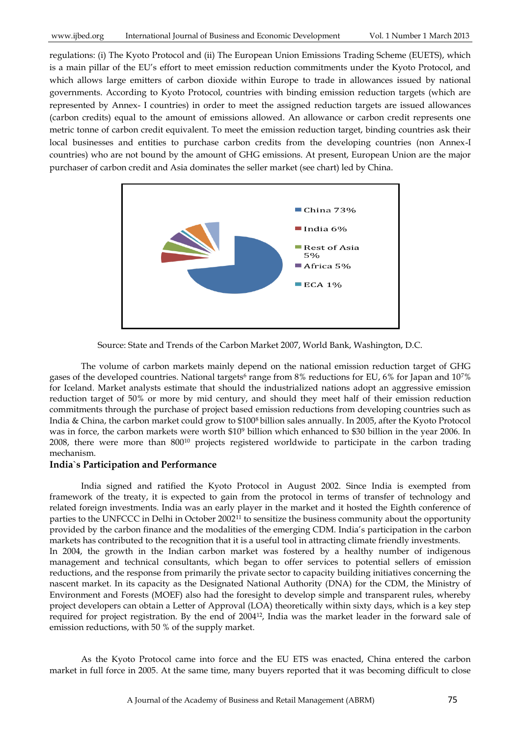regulations: (i) The Kyoto Protocol and (ii) The European Union Emissions Trading Scheme (EUETS), which is a main pillar of the EU's effort to meet emission reduction commitments under the Kyoto Protocol, and which allows large emitters of carbon dioxide within Europe to trade in allowances issued by national governments. According to Kyoto Protocol, countries with binding emission reduction targets (which are represented by Annex- I countries) in order to meet the assigned reduction targets are issued allowances (carbon credits) equal to the amount of emissions allowed. An allowance or carbon credit represents one metric tonne of carbon credit equivalent. To meet the emission reduction target, binding countries ask their local businesses and entities to purchase carbon credits from the developing countries (non Annex-I countries) who are not bound by the amount of GHG emissions. At present, European Union are the major purchaser of carbon credit and Asia dominates the seller market (see chart) led by China.

China 73%
India 6%
Rest of Asia 5%
Africa 5%
ECA 1%

Source: State and Trends of the Carbon Market 2007, World Bank, Washington, D.C.

The volume of carbon markets mainly depend on the national emission reduction target of GHG gases of the developed countries. National targets[6] range from 8% reductions for EU, 6% for Japan and 10[7]% for Iceland. Market analysts estimate that should the industrialized nations adopt an aggressive emission reduction target of 50% or more by mid century, and should they meet half of their emission reduction commitments through the purchase of project based emission reductions from developing countries such as India & China, the carbon market could grow to \$100[8] billion sales annually. In 2005, after the Kyoto Protocol was in force, the carbon markets were worth \$10[9] billion which enhanced to \$30 billion in the year 2006. In 2008, there were more than 800[10] projects registered worldwide to participate in the carbon trading mechanism.

## India`s Participation and Performance

India signed and ratified the Kyoto Protocol in August 2002. Since India is exempted from framework of the treaty, it is expected to gain from the protocol in terms of transfer of technology and related foreign investments. India was an early player in the market and it hosted the Eighth conference of parties to the UNFCCC in Delhi in October 2002[11] to sensitize the business community about the opportunity provided by the carbon finance and the modalities of the emerging CDM. India's participation in the carbon markets has contributed to the recognition that it is a useful tool in attracting climate friendly investments.

In 2004, the growth in the Indian carbon market was fostered by a healthy number of indigenous management and technical consultants, which began to offer services to potential sellers of emission reductions, and the response from primarily the private sector to capacity building initiatives concerning the nascent market. In its capacity as the Designated National Authority (DNA) for the CDM, the Ministry of Environment and Forests (MOEF) also had the foresight to develop simple and transparent rules, whereby project developers can obtain a Letter of Approval (LOA) theoretically within sixty days, which is a key step required for project registration. By the end of 2004[12], India was the market leader in the forward sale of emission reductions, with 50 % of the supply market.

As the Kyoto Protocol came into force and the EU ETS was enacted, China entered the carbon market in full force in 2005. At the same time, many buyers reported that it was becoming difficult to close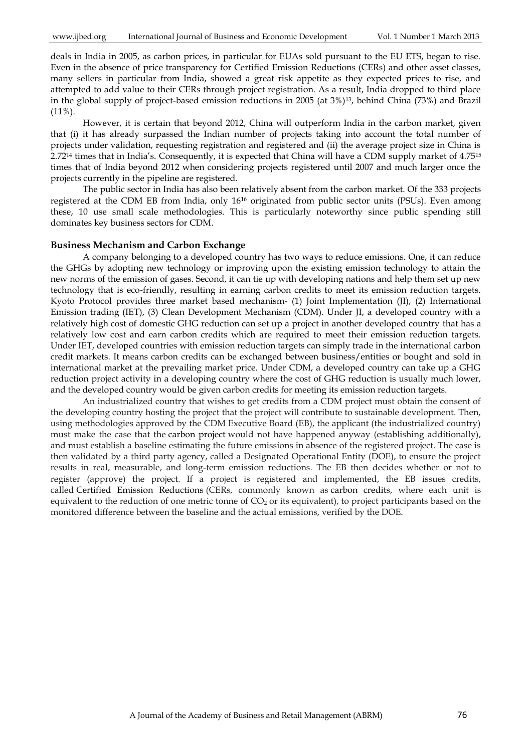deals in India in 2005, as carbon prices, in particular for EUAs sold pursuant to the EU ETS, began to rise. Even in the absence of price transparency for Certified Emission Reductions (CERs) and other asset classes, many sellers in particular from India, showed a great risk appetite as they expected prices to rise, and attempted to add value to their CERs through project registration. As a result, India dropped to third place in the global supply of project-based emission reductions in 2005 (at 3%)[13], behind China (73%) and Brazil (11%).

However, it is certain that beyond 2012, China will outperform India in the carbon market, given that (i) it has already surpassed the Indian number of projects taking into account the total number of projects under validation, requesting registration and registered and (ii) the average project size in China is 2.72[14] times that in India's. Consequently, it is expected that China will have a CDM supply market of 4.75[15] times that of India beyond 2012 when considering projects registered until 2007 and much larger once the projects currently in the pipeline are registered.

The public sector in India has also been relatively absent from the carbon market. Of the 333 projects registered at the CDM EB from India, only 16[16] originated from public sector units (PSUs). Even among these, 10 use small scale methodologies. This is particularly noteworthy since public spending still dominates key business sectors for CDM.

### Business Mechanism and Carbon Exchange

A company belonging to a developed country has two ways to reduce emissions. One, it can reduce the GHGs by adopting new technology or improving upon the existing emission technology to attain the new norms of the emission of gases. Second, it can tie up with developing nations and help them set up new technology that is eco-friendly, resulting in earning carbon credits to meet its emission reduction targets. Kyoto Protocol provides three market based mechanism- (1) Joint Implementation (JI), (2) International Emission trading (IET), (3) Clean Development Mechanism (CDM). Under JI, a developed country with a relatively high cost of domestic GHG reduction can set up a project in another developed country that has a relatively low cost and earn carbon credits which are required to meet their emission reduction targets. Under IET, developed countries with emission reduction targets can simply trade in the international carbon credit markets. It means carbon credits can be exchanged between business/entities or bought and sold in international market at the prevailing market price. Under CDM, a developed country can take up a GHG reduction project activity in a developing country where the cost of GHG reduction is usually much lower, and the developed country would be given carbon credits for meeting its emission reduction targets.

An industrialized country that wishes to get credits from a CDM project must obtain the consent of the developing country hosting the project that the project will contribute to sustainable development. Then, using methodologies approved by the CDM Executive Board (EB), the applicant (the industrialized country) must make the case that the carbon project would not have happened anyway (establishing additionally), and must establish a baseline estimating the future emissions in absence of the registered project. The case is then validated by a third party agency, called a Designated Operational Entity (DOE), to ensure the project results in real, measurable, and long-term emission reductions. The EB then decides whether or not to register (approve) the project. If a project is registered and implemented, the EB issues credits, called Certified Emission Reductions (CERs, commonly known as carbon credits, where each unit is equivalent to the reduction of one metric tonne of $CO_2$ or its equivalent), to project participants based on the monitored difference between the baseline and the actual emissions, verified by the DOE.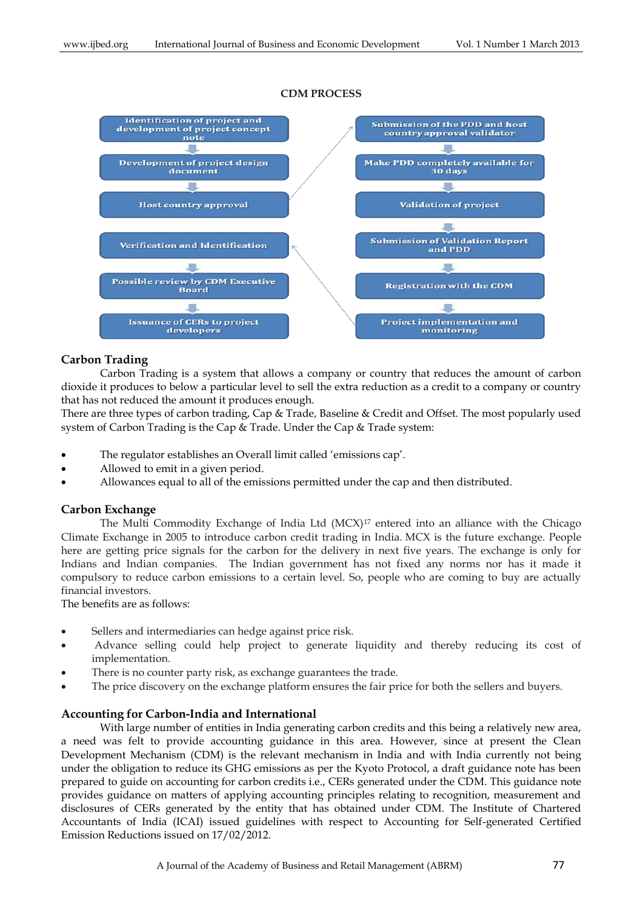CDM PROCESS

Identification of project and development of project concept note

Development of project design document

Host country approval

Verification and Identification

Possible review by CDM Executive Board

Issuance of CERs to project developers

Submission of the PDD and host country approval validator

Make PDD completely available for 30 days

Validation of project

Submission of Validation Report and PDD

Registration with the CDM

Project implementation and monitoring

## Carbon Trading

Carbon Trading is a system that allows a company or country that reduces the amount of carbon dioxide it produces to below a particular level to sell the extra reduction as a credit to a company or country that has not reduced the amount it produces enough.

There are three types of carbon trading, Cap & Trade, Baseline & Credit and Offset. The most popularly used system of Carbon Trading is the Cap & Trade. Under the Cap & Trade system:

- The regulator establishes an Overall limit called 'emissions cap'.
- Allowed to emit in a given period.
- Allowances equal to all of the emissions permitted under the cap and then distributed.

## Carbon Exchange

The Multi Commodity Exchange of India Ltd (MCX)[17] entered into an alliance with the Chicago Climate Exchange in 2005 to introduce carbon credit trading in India. MCX is the future exchange. People here are getting price signals for the carbon for the delivery in next five years. The exchange is only for Indians and Indian companies. The Indian government has not fixed any norms nor has it made it compulsory to reduce carbon emissions to a certain level. So, people who are coming to buy are actually financial investors.

The benefits are as follows:

- Sellers and intermediaries can hedge against price risk.
- Advance selling could help project to generate liquidity and thereby reducing its cost of implementation.
- There is no counter party risk, as exchange guarantees the trade.
- The price discovery on the exchange platform ensures the fair price for both the sellers and buyers.

## Accounting for Carbon-India and International

With large number of entities in India generating carbon credits and this being a relatively new area, a need was felt to provide accounting guidance in this area. However, since at present the Clean Development Mechanism (CDM) is the relevant mechanism in India and with India currently not being under the obligation to reduce its GHG emissions as per the Kyoto Protocol, a draft guidance note has been prepared to guide on accounting for carbon credits i.e., CERs generated under the CDM. This guidance note provides guidance on matters of applying accounting principles relating to recognition, measurement and disclosures of CERs generated by the entity that has obtained under CDM. The Institute of Chartered Accountants of India (ICAI) issued guidelines with respect to Accounting for Self-generated Certified Emission Reductions issued on 17/02/2012.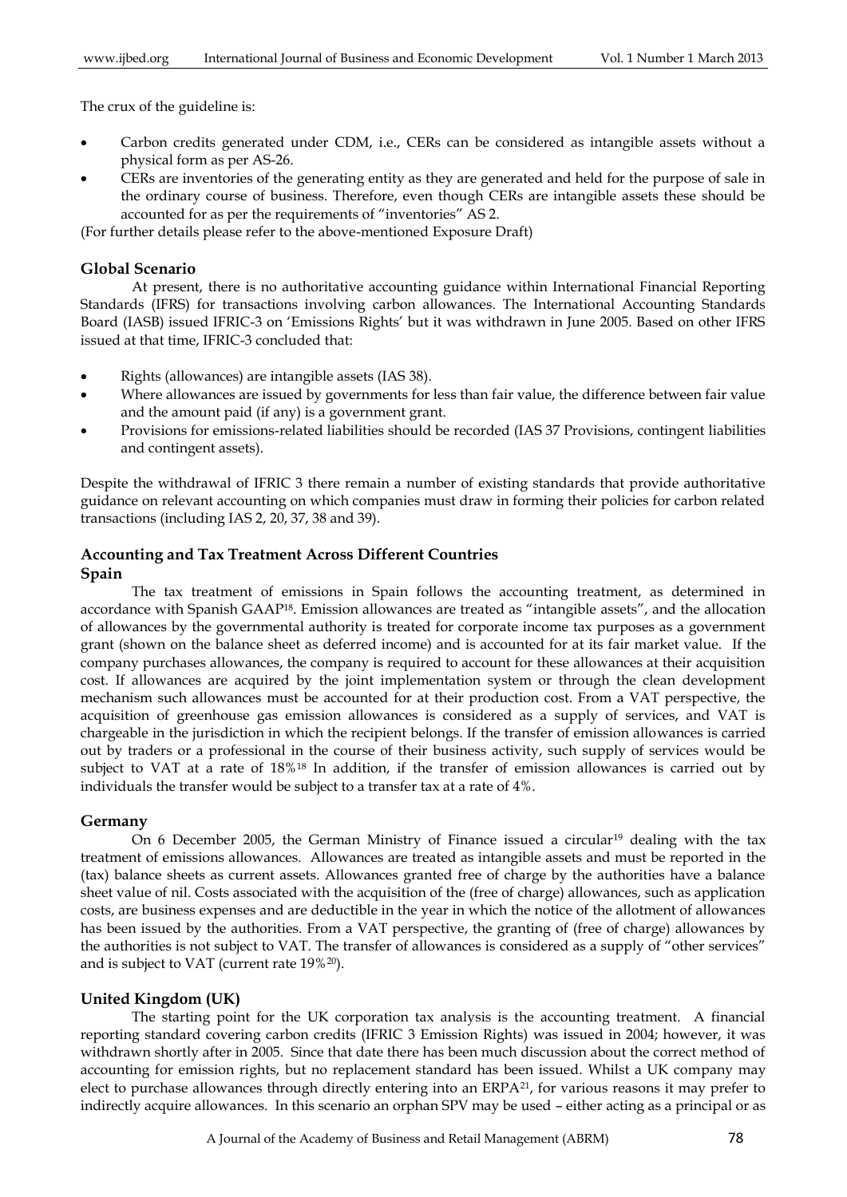The crux of the guideline is:

- Carbon credits generated under CDM, i.e., CERs can be considered as intangible assets without a physical form as per AS-26.
- CERs are inventories of the generating entity as they are generated and held for the purpose of sale in the ordinary course of business. Therefore, even though CERs are intangible assets these should be accounted for as per the requirements of "inventories" AS 2.

(For further details please refer to the above-mentioned Exposure Draft)

### Global Scenario

At present, there is no authoritative accounting guidance within International Financial Reporting Standards (IFRS) for transactions involving carbon allowances. The International Accounting Standards Board (IASB) issued IFRIC-3 on 'Emissions Rights' but it was withdrawn in June 2005. Based on other IFRS issued at that time, IFRIC-3 concluded that:

- Rights (allowances) are intangible assets (IAS 38).
- Where allowances are issued by governments for less than fair value, the difference between fair value and the amount paid (if any) is a government grant.
- Provisions for emissions-related liabilities should be recorded (IAS 37 Provisions, contingent liabilities and contingent assets).

Despite the withdrawal of IFRIC 3 there remain a number of existing standards that provide authoritative guidance on relevant accounting on which companies must draw in forming their policies for carbon related transactions (including IAS 2, 20, 37, 38 and 39).

### Accounting and Tax Treatment Across Different Countries

### Spain

The tax treatment of emissions in Spain follows the accounting treatment, as determined in accordance with Spanish GAAP[18]. Emission allowances are treated as "intangible assets", and the allocation of allowances by the governmental authority is treated for corporate income tax purposes as a government grant (shown on the balance sheet as deferred income) and is accounted for at its fair market value. If the company purchases allowances, the company is required to account for these allowances at their acquisition cost. If allowances are acquired by the joint implementation system or through the clean development mechanism such allowances must be accounted for at their production cost. From a VAT perspective, the acquisition of greenhouse gas emission allowances is considered as a supply of services, and VAT is chargeable in the jurisdiction in which the recipient belongs. If the transfer of emission allowances is carried out by traders or a professional in the course of their business activity, such supply of services would be subject to VAT at a rate of 18%[18] In addition, if the transfer of emission allowances is carried out by individuals the transfer would be subject to a transfer tax at a rate of 4%.

### Germany

On 6 December 2005, the German Ministry of Finance issued a circular[19] dealing with the tax treatment of emissions allowances. Allowances are treated as intangible assets and must be reported in the (tax) balance sheets as current assets. Allowances granted free of charge by the authorities have a balance sheet value of nil. Costs associated with the acquisition of the (free of charge) allowances, such as application costs, are business expenses and are deductible in the year in which the notice of the allotment of allowances has been issued by the authorities. From a VAT perspective, the granting of (free of charge) allowances by the authorities is not subject to VAT. The transfer of allowances is considered as a supply of "other services" and is subject to VAT (current rate 19%[20]).

### United Kingdom (UK)

The starting point for the UK corporation tax analysis is the accounting treatment. A financial reporting standard covering carbon credits (IFRIC 3 Emission Rights) was issued in 2004; however, it was withdrawn shortly after in 2005. Since that date there has been much discussion about the correct method of accounting for emission rights, but no replacement standard has been issued. Whilst a UK company may elect to purchase allowances through directly entering into an ERPA[21], for various reasons it may prefer to indirectly acquire allowances. In this scenario an orphan SPV may be used – either acting as a principal or as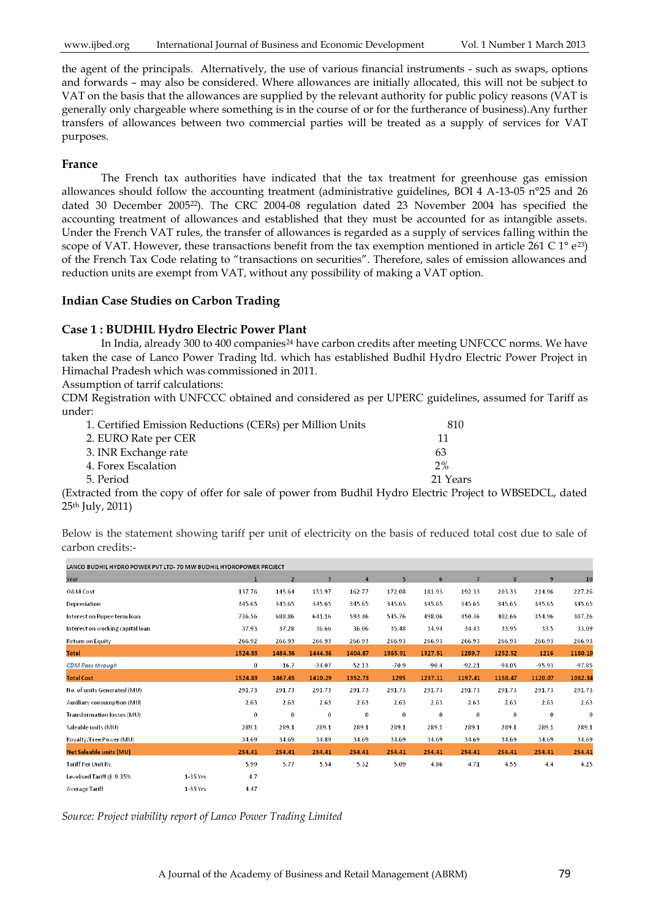the agent of the principals. Alternatively, the use of various financial instruments - such as swaps, options and forwards – may also be considered. Where allowances are initially allocated, this will not be subject to VAT on the basis that the allowances are supplied by the relevant authority for public policy reasons (VAT is generally only chargeable where something is in the course of or for the furtherance of business).Any further transfers of allowances between two commercial parties will be treated as a supply of services for VAT purposes.

### France

The French tax authorities have indicated that the tax treatment for greenhouse gas emission allowances should follow the accounting treatment (administrative guidelines, BOI 4 A-13-05 n°25 and 26 dated 30 December 2005[22]). The CRC 2004-08 regulation dated 23 November 2004 has specified the accounting treatment of allowances and established that they must be accounted for as intangible assets. Under the French VAT rules, the transfer of allowances is regarded as a supply of services falling within the scope of VAT. However, these transactions benefit from the tax exemption mentioned in article 261 C 1° e[23]) of the French Tax Code relating to "transactions on securities". Therefore, sales of emission allowances and reduction units are exempt from VAT, without any possibility of making a VAT option.

## Indian Case Studies on Carbon Trading

### Case 1 : BUDHIL Hydro Electric Power Plant

In India, already 300 to 400 companies[24] have carbon credits after meeting UNFCCC norms. We have taken the case of Lanco Power Trading ltd. which has established Budhil Hydro Electric Power Project in Himachal Pradesh which was commissioned in 2011.

Assumption of tarrif calculations:

CDM Registration with UNFCCC obtained and considered as per UPERC guidelines, assumed for Tariff as under:

| | |
|---|---|
| 1. Certified Emission Reductions (CERs) per Million Units | 810 |
| 2. EURO Rate per CER | 11 |
| 3. INR Exchange rate | 63 |
| 4. Forex Escalation | 2% |
| 5. Period | 21 Years |

(Extracted from the copy of offer for sale of power from Budhil Hydro Electric Project to WBSEDCL, dated 25th July, 2011)

Below is the statement showing tariff per unit of electricity on the basis of reduced total cost due to sale of carbon credits:-

| LANCO BUDHIL HYDRO POWER PVT LTD- 70 MW BUDHIL HYDROPOWER PROJECT | | | | | | | | | | | |
|---|---|---|---|---|---|---|---|---|---|---|---|
| Year | | 1 | 2 | 3 | 4 | 5 | 6 | 7 | 8 | 9 | 10 |
| O&M Cost | | 137.76 | 145.64 | 153.97 | 162.77 | 172.08 | 181.93 | 192.33 | 203.33 | 214.96 | 227.26 |
| Depreciation | | 345.65 | 345.65 | 345.65 | 345.65 | 345.65 | 345.65 | 345.65 | 345.65 | 345.65 | 345.65 |
| Interest on Rupee term loan | | 736.56 | 688.86 | 641.16 | 593.46 | 545.76 | 498.06 | 450.36 | 402.66 | 354.96 | 307.26 |
| Interest on working capital loan | | 37.93 | 37.28 | 36.66 | 36.06 | 35.48 | 34.94 | 34.43 | 33.95 | 33.5 | 33.09 |
| Return on Equity | | 266.92 | 266.93 | 266.93 | 266.93 | 266.93 | 266.93 | 266.93 | 266.93 | 266.93 | 266.93 |
| **Total** | | **1524.83** | **1484.36** | **1444.36** | **1404.87** | **1365.91** | **1327.51** | **1289.7** | **1252.52** | **1216** | **1180.19** |
| *CDM Pass through* | | 0 | -16.7 | -34.07 | -52.13 | -70.9 | -90.4 | -92.21 | -94.05 | -95.93 | -97.85 |
| **Total Cost** | | **1524.83** | **1467.65** | **1410.29** | **1352.73** | **1295** | **1237.11** | **1197.41** | **1158.47** | **1120.07** | **1082.34** |
| No. of units Generated (MU) | | 291.73 | 291.73 | 291.73 | 291.73 | 291.73 | 291.73 | 291.73 | 291.73 | 291.73 | 291.73 |
| Auxiliary consumption (MU) | | 2.63 | 2.63 | 2.63 | 2.63 | 2.63 | 2.63 | 2.63 | 2.63 | 2.63 | 2.63 |
| Transformation losses (MU) | | 0 | 0 | 0 | 0 | 0 | 0 | 0 | 0 | 0 | 0 |
| Saleable units (MU) | | 289.1 | 289.1 | 289.1 | 289.1 | 289.1 | 289.1 | 289.1 | 289.1 | 289.1 | 289.1 |
| Royalty/Free Power (MU) | | 34.69 | 34.69 | 34.89 | 34.69 | 34.69 | 34.69 | 34.69 | 34.69 | 34.69 | 34.69 |
| **Net Saleable units (MU)** | | **254.41** | **254.41** | **254.41** | **254.41** | **254.41** | **254.41** | **254.41** | **254.41** | **254.41** | **254.41** |
| Tariff Per Unit Rs. | | 5.99 | 5.77 | 5.54 | 5.32 | 5.09 | 4.86 | 4.71 | 4.55 | 4.4 | 4.25 |
| Levelised Tariff @ 9.35% | 1-35 Yrs | 4.7 | | | | | | | | | |
| Average Tariff | 1-35 Yrs | 4.47 | | | | | | | | | |

*Source: Project viability report of Lanco Power Trading Limited*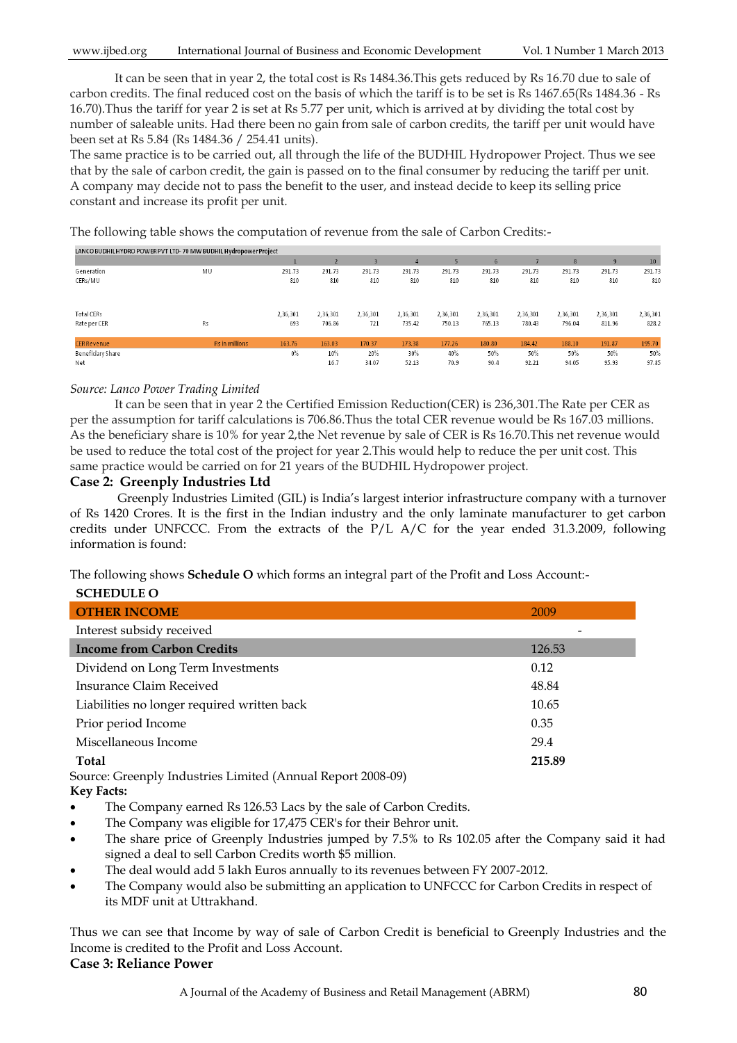It can be seen that in year 2, the total cost is Rs 1484.36.This gets reduced by Rs 16.70 due to sale of carbon credits. The final reduced cost on the basis of which the tariff is to be set is Rs 1467.65(Rs 1484.36 - Rs 16.70).Thus the tariff for year 2 is set at Rs 5.77 per unit, which is arrived at by dividing the total cost by number of saleable units. Had there been no gain from sale of carbon credits, the tariff per unit would have been set at Rs 5.84 (Rs 1484.36 / 254.41 units).

The same practice is to be carried out, all through the life of the BUDHIL Hydropower Project. Thus we see that by the sale of carbon credit, the gain is passed on to the final consumer by reducing the tariff per unit. A company may decide not to pass the benefit to the user, and instead decide to keep its selling price constant and increase its profit per unit.

The following table shows the computation of revenue from the sale of Carbon Credits:-

| LANCO BUDHIL HYDRO POWER PVT LTD- 70 MW BUDHIL Hydropower Project | | 1 | 2 | 3 | 4 | 5 | 6 | 7 | 8 | 9 | 10 |
|---|---|---|---|---|---|---|---|---|---|---|---|
| Generation | MU | 291.73 | 291.73 | 291.73 | 291.73 | 291.73 | 291.73 | 291.73 | 291.73 | 291.73 | 291.73 |
| CERs/MU | | 810 | 810 | 810 | 810 | 810 | 810 | 810 | 810 | 810 | 810 |
| Total CERs | | 2,36,301 | 2,36,301 | 2,36,301 | 2,36,301 | 2,36,301 | 2,36,301 | 2,36,301 | 2,36,301 | 2,36,301 | 2,36,301 |
| Rate per CER | Rs | 693 | 706.86 | 721 | 735.42 | 750.13 | 765.13 | 780.43 | 796.04 | 811.96 | 828.2 |
| CER Revenue | Rs in millions | 163.76 | 167.03 | 170.37 | 173.38 | 177.26 | 180.80 | 184.42 | 188.10 | 191.87 | 195.70 |
| Beneficiary Share | | 0% | 10% | 20% | 30% | 40% | 50% | 50% | 50% | 50% | 50% |
| Net | | | 16.7 | 34.07 | 52.13 | 70.9 | 90.4 | 92.21 | 94.05 | 95.93 | 97.85 |

*Source: Lanco Power Trading Limited*

It can be seen that in year 2 the Certified Emission Reduction(CER) is 236,301.The Rate per CER as per the assumption for tariff calculations is 706.86.Thus the total CER revenue would be Rs 167.03 millions. As the beneficiary share is 10% for year 2,the Net revenue by sale of CER is Rs 16.70.This net revenue would be used to reduce the total cost of the project for year 2.This would help to reduce the per unit cost. This same practice would be carried on for 21 years of the BUDHIL Hydropower project.

### Case 2: Greenply Industries Ltd

Greenply Industries Limited (GIL) is India's largest interior infrastructure company with a turnover of Rs 1420 Crores. It is the first in the Indian industry and the only laminate manufacturer to get carbon credits under UNFCCC. From the extracts of the P/L A/C for the year ended 31.3.2009, following information is found:

The following shows **Schedule O** which forms an integral part of the Profit and Loss Account:-

**SCHEDULE O**

| OTHER INCOME | 2009 |
|---|---|
| Interest subsidy received | - |
| **Income from Carbon Credits** | 126.53 |
| Dividend on Long Term Investments | 0.12 |
| Insurance Claim Received | 48.84 |
| Liabilities no longer required written back | 10.65 |
| Prior period Income | 0.35 |
| Miscellaneous Income | 29.4 |
| **Total** | **215.89** |

Source: Greenply Industries Limited (Annual Report 2008-09)

**Key Facts:**

- The Company earned Rs 126.53 Lacs by the sale of Carbon Credits.
- The Company was eligible for 17,475 CER's for their Behror unit.
- The share price of Greenply Industries jumped by 7.5% to Rs 102.05 after the Company said it had signed a deal to sell Carbon Credits worth $5 million.
- The deal would add 5 lakh Euros annually to its revenues between FY 2007-2012.
- The Company would also be submitting an application to UNFCCC for Carbon Credits in respect of its MDF unit at Uttrakhand.

Thus we can see that Income by way of sale of Carbon Credit is beneficial to Greenply Industries and the Income is credited to the Profit and Loss Account.

### Case 3: Reliance Power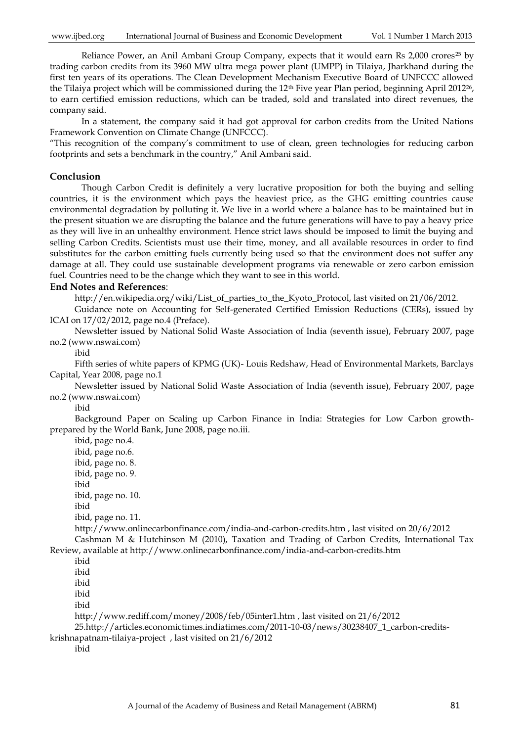Reliance Power, an Anil Ambani Group Company, expects that it would earn Rs 2,000 crores[25] by trading carbon credits from its 3960 MW ultra mega power plant (UMPP) in Tilaiya, Jharkhand during the first ten years of its operations. The Clean Development Mechanism Executive Board of UNFCCC allowed the Tilaiya project which will be commissioned during the 12th Five year Plan period, beginning April 2012[26], to earn certified emission reductions, which can be traded, sold and translated into direct revenues, the company said.

In a statement, the company said it had got approval for carbon credits from the United Nations Framework Convention on Climate Change (UNFCCC).

"This recognition of the company's commitment to use of clean, green technologies for reducing carbon footprints and sets a benchmark in the country," Anil Ambani said.

## Conclusion

Though Carbon Credit is definitely a very lucrative proposition for both the buying and selling countries, it is the environment which pays the heaviest price, as the GHG emitting countries cause environmental degradation by polluting it. We live in a world where a balance has to be maintained but in the present situation we are disrupting the balance and the future generations will have to pay a heavy price as they will live in an unhealthy environment. Hence strict laws should be imposed to limit the buying and selling Carbon Credits. Scientists must use their time, money, and all available resources in order to find substitutes for the carbon emitting fuels currently being used so that the environment does not suffer any damage at all. They could use sustainable development programs via renewable or zero carbon emission fuel. Countries need to be the change which they want to see in this world.

## End Notes and References:

http://en.wikipedia.org/wiki/List_of_parties_to_the_Kyoto_Protocol, last visited on 21/06/2012.

Guidance note on Accounting for Self-generated Certified Emission Reductions (CERs), issued by ICAI on 17/02/2012, page no.4 (Preface).

Newsletter issued by National Solid Waste Association of India (seventh issue), February 2007, page no.2 (www.nswai.com)

ibid

Fifth series of white papers of KPMG (UK)- Louis Redshaw, Head of Environmental Markets, Barclays Capital, Year 2008, page no.1

Newsletter issued by National Solid Waste Association of India (seventh issue), February 2007, page no.2 (www.nswai.com)

ibid

Background Paper on Scaling up Carbon Finance in India: Strategies for Low Carbon growth-prepared by the World Bank, June 2008, page no.iii.

ibid, page no.4.

ibid, page no.6.

ibid, page no. 8.

ibid, page no. 9.

ibid

ibid, page no. 10.

ibid

ibid, page no. 11.

http://www.onlinecarbonfinance.com/india-and-carbon-credits.htm , last visited on 20/6/2012

Cashman M & Hutchinson M (2010), Taxation and Trading of Carbon Credits, International Tax Review, available at http://www.onlinecarbonfinance.com/india-and-carbon-credits.htm

ibid

ibid

ibid

ibid

ibid

http://www.rediff.com/money/2008/feb/05inter1.htm , last visited on 21/6/2012

25.http://articles.economictimes.indiatimes.com/2011-10-03/news/30238407_1_carbon-credits-krishnapatnam-tilaiya-project , last visited on 21/6/2012

ibid